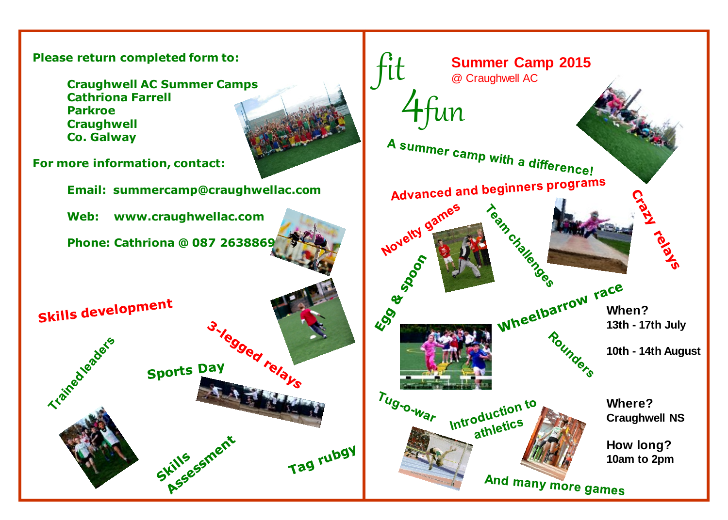**Please return completed form to:**

**Craughwell AC Summer Camps**
**Cathriona Farrell**
**Parkroe**
**Craughwell**
**Co. Galway**

**For more information, contact:**

**Email: summercamp@craughwellac.com**

**Web: www.craughwellac.com**

**Phone: Cathriona @ 087 2638869**

Skills development

Trained leaders

Sports Day

3-legged relays

Skills Assessment

Tag rubgy

# fit 4fun

## Summer Camp 2015

@ Craughwell AC

A summer camp with a difference!

Advanced and beginners programs

Novelty games

Team challenges

Crazy relays

Egg & spoon

Wheelbarrow race

Rounders

Tug-o-war

Introduction to athletics

And many more games

**When?**
**13th - 17th July**

**10th - 14th August**

**Where?**
**Craughwell NS**

**How long?**
**10am to 2pm**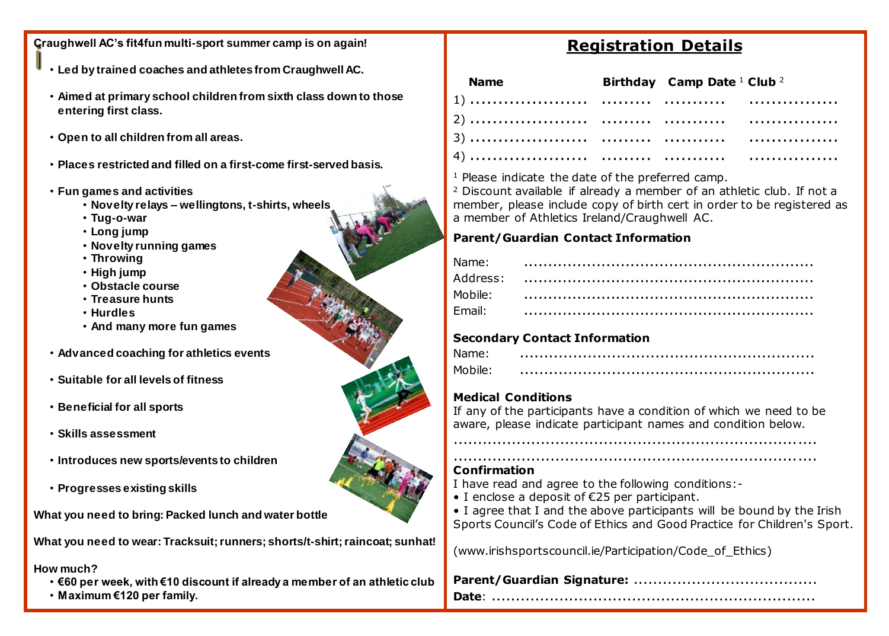**Craughwell AC's fit4fun multi-sport summer camp is on again!**

- **Led by trained coaches and athletes from Craughwell AC.**
- **Aimed at primary school children from sixth class down to those entering first class.**
- **Open to all children from all areas.**
- **Places restricted and filled on a first-come first-served basis.**
- **Fun games and activities**
  - **Novelty relays – wellingtons, t-shirts, wheels**
  - **Tug-o-war**
  - **Long jump**
  - **Novelty running games**
  - **Throwing**
  - **High jump**
  - **Obstacle course**
  - **Treasure hunts**
  - **Hurdles**
  - **And many more fun games**
- **Advanced coaching for athletics events**
- **Suitable for all levels of fitness**
- **Beneficial for all sports**
- **Skills assessment**
- **Introduces new sports/events to children**
- **Progresses existing skills**

**What you need to bring: Packed lunch and water bottle**

**What you need to wear: Tracksuit; runners; shorts/t-shirt; raincoat; sunhat!**

**How much?**

- **€60 per week, with €10 discount if already a member of an athletic club**
- **Maximum €120 per family.**

# Registration Details

| Name | Birthday | Camp Date [1] | Club [2] |
|---|---|---|---|
| 1) ..................... | ......... | ........... | ................ |
| 2) ..................... | ......... | ........... | ................ |
| 3) ..................... | ......... | ........... | ................ |
| 4) ..................... | ......... | ........... | ................ |

[1] Please indicate the date of the preferred camp.
[2] Discount available if already a member of an athletic club. If not a member, please include copy of birth cert in order to be registered as a member of Athletics Ireland/Craughwell AC.

**Parent/Guardian Contact Information**

Name: ..........................................................
Address: ..........................................................
Mobile: ..........................................................
Email: ..........................................................

**Secondary Contact Information**

Name: ..........................................................
Mobile: ..........................................................

**Medical Conditions**

If any of the participants have a condition of which we need to be aware, please indicate participant names and condition below.

.........................................................................

.........................................................................

**Confirmation**

I have read and agree to the following conditions:-

- I enclose a deposit of €25 per participant.
- I agree that I and the above participants will be bound by the Irish Sports Council's Code of Ethics and Good Practice for Children's Sport.

(www.irishsportscouncil.ie/Participation/Code_of_Ethics)

**Parent/Guardian Signature:** ....................................

**Date**: ................................................................